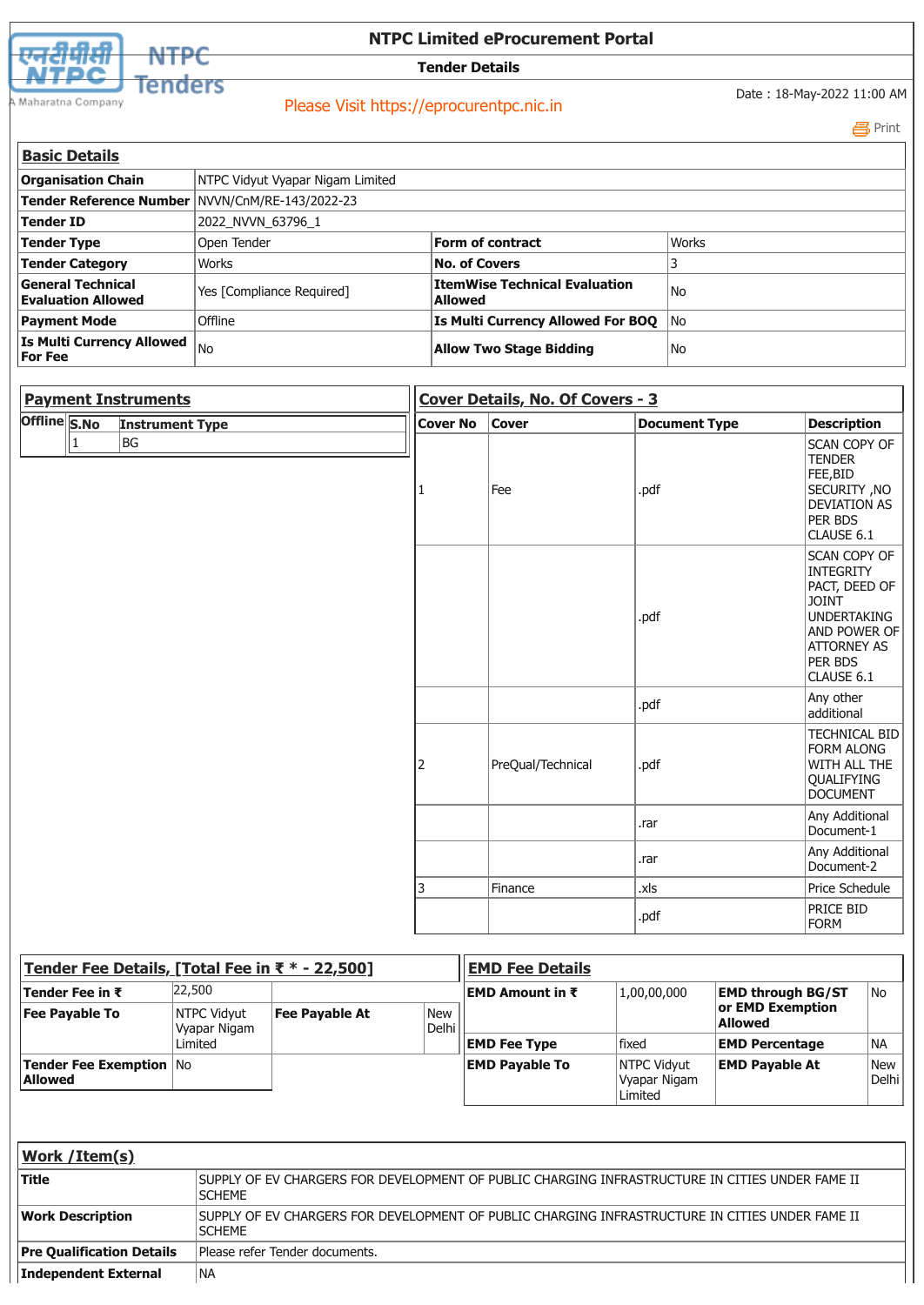# NTPC Limited eProcurement Portal

## Tender Details

Please Visit https://eprocurentpc.nic.in

Date : 18-May-2022 11:00 AM

### Basic Details

| | | | |
|---|---|---|---|
| **Organisation Chain** | NTPC Vidyut Vyapar Nigam Limited | | |
| **Tender Reference Number** | NVVN/CnM/RE-143/2022-23 | | |
| **Tender ID** | 2022_NVVN_63796_1 | | |
| **Tender Type** | Open Tender | **Form of contract** | Works |
| **Tender Category** | Works | **No. of Covers** | 3 |
| **General Technical Evaluation Allowed** | Yes [Compliance Required] | **ItemWise Technical Evaluation Allowed** | No |
| **Payment Mode** | Offline | **Is Multi Currency Allowed For BOQ** | No |
| **Is Multi Currency Allowed For Fee** | No | **Allow Two Stage Bidding** | No |

### Payment Instruments

**Offline**

| S.No | Instrument Type |
|---|---|
| 1 | BG |

### Cover Details, No. Of Covers - 3

| Cover No | Cover | Document Type | Description |
|---|---|---|---|
| 1 | Fee | .pdf | SCAN COPY OF TENDER FEE,BID SECURITY ,NO DEVIATION AS PER BDS CLAUSE 6.1 |
| | | .pdf | SCAN COPY OF INTEGRITY PACT, DEED OF JOINT UNDERTAKING AND POWER OF ATTORNEY AS PER BDS CLAUSE 6.1 |
| | | .pdf | Any other additional |
| 2 | PreQual/Technical | .pdf | TECHNICAL BID FORM ALONG WITH ALL THE QUALIFYING DOCUMENT |
| | | .rar | Any Additional Document-1 |
| | | .rar | Any Additional Document-2 |
| 3 | Finance | .xls | Price Schedule |
| | | .pdf | PRICE BID FORM |

### Tender Fee Details, [Total Fee in ₹ * - 22,500]

| | | | |
|---|---|---|---|
| **Tender Fee in ₹** | 22,500 | | |
| **Fee Payable To** | NTPC Vidyut Vyapar Nigam Limited | **Fee Payable At** | New Delhi |
| **Tender Fee Exemption Allowed** | No | | |

### EMD Fee Details

| | | | |
|---|---|---|---|
| **EMD Amount in ₹** | 1,00,00,000 | **EMD through BG/ST or EMD Exemption Allowed** | No |
| **EMD Fee Type** | fixed | **EMD Percentage** | NA |
| **EMD Payable To** | NTPC Vidyut Vyapar Nigam Limited | **EMD Payable At** | New Delhi |

### Work /Item(s)

| | |
|---|---|
| **Title** | SUPPLY OF EV CHARGERS FOR DEVELOPMENT OF PUBLIC CHARGING INFRASTRUCTURE IN CITIES UNDER FAME II SCHEME |
| **Work Description** | SUPPLY OF EV CHARGERS FOR DEVELOPMENT OF PUBLIC CHARGING INFRASTRUCTURE IN CITIES UNDER FAME II SCHEME |
| **Pre Qualification Details** | Please refer Tender documents. |
| **Independent External** | NA |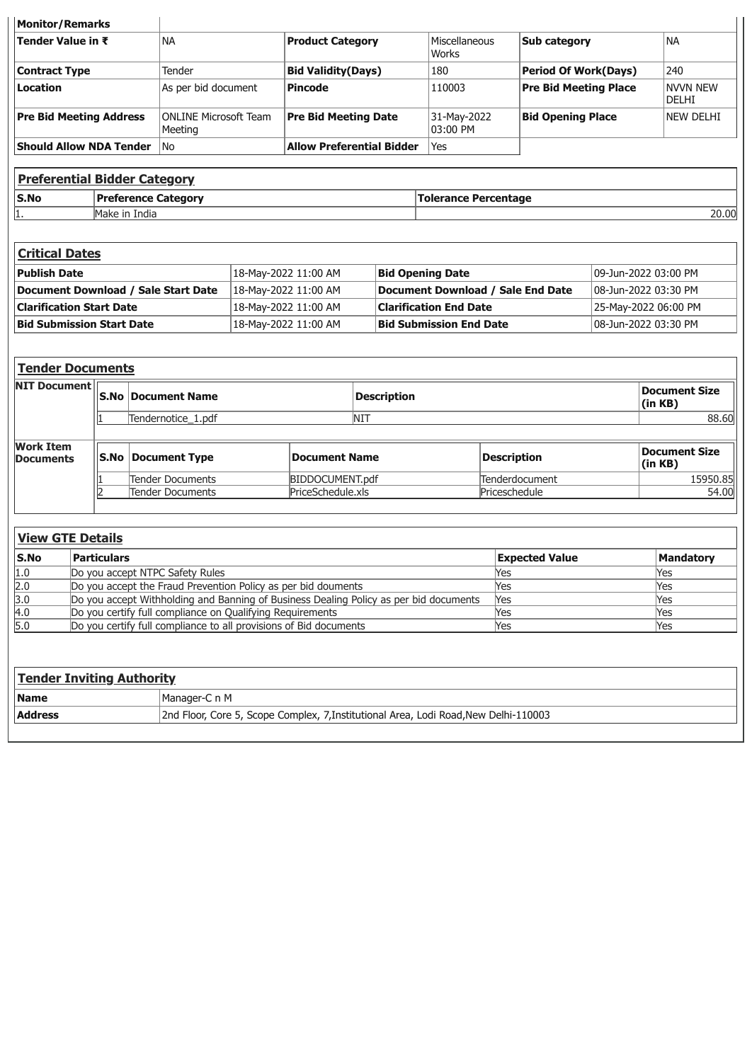| Monitor/Remarks | | | | | |
| --- | --- | --- | --- | --- | --- |
| **Tender Value in ₹** | NA | **Product Category** | Miscellaneous Works | **Sub category** | NA |
| **Contract Type** | Tender | **Bid Validity(Days)** | 180 | **Period Of Work(Days)** | 240 |
| **Location** | As per bid document | **Pincode** | 110003 | **Pre Bid Meeting Place** | NVVN NEW DELHI |
| **Pre Bid Meeting Address** | ONLINE Microsoft Team Meeting | **Pre Bid Meeting Date** | 31-May-2022 03:00 PM | **Bid Opening Place** | NEW DELHI |
| **Should Allow NDA Tender** | No | **Allow Preferential Bidder** | Yes | | |

## Preferential Bidder Category

| S.No | Preference Category | Tolerance Percentage |
| --- | --- | --- |
| 1. | Make in India | 20.00 |

## Critical Dates

| | | | |
| --- | --- | --- | --- |
| **Publish Date** | 18-May-2022 11:00 AM | **Bid Opening Date** | 09-Jun-2022 03:00 PM |
| **Document Download / Sale Start Date** | 18-May-2022 11:00 AM | **Document Download / Sale End Date** | 08-Jun-2022 03:30 PM |
| **Clarification Start Date** | 18-May-2022 11:00 AM | **Clarification End Date** | 25-May-2022 06:00 PM |
| **Bid Submission Start Date** | 18-May-2022 11:00 AM | **Bid Submission End Date** | 08-Jun-2022 03:30 PM |

## Tender Documents

**NIT Document**

| S.No | Document Name | Description | Document Size (in KB) |
| --- | --- | --- | --- |
| 1 | Tendernotice_1.pdf | NIT | 88.60 |

**Work Item Documents**

| S.No | Document Type | Document Name | Description | Document Size (in KB) |
| --- | --- | --- | --- | --- |
| 1 | Tender Documents | BIDDOCUMENT.pdf | Tenderdocument | 15950.85 |
| 2 | Tender Documents | PriceSchedule.xls | Priceschedule | 54.00 |

## View GTE Details

| S.No | Particulars | Expected Value | Mandatory |
| --- | --- | --- | --- |
| 1.0 | Do you accept NTPC Safety Rules | Yes | Yes |
| 2.0 | Do you accept the Fraud Prevention Policy as per bid douments | Yes | Yes |
| 3.0 | Do you accept Withholding and Banning of Business Dealing Policy as per bid documents | Yes | Yes |
| 4.0 | Do you certify full compliance on Qualifying Requirements | Yes | Yes |
| 5.0 | Do you certify full compliance to all provisions of Bid documents | Yes | Yes |

## Tender Inviting Authority

| | |
| --- | --- |
| **Name** | Manager-C n M |
| **Address** | 2nd Floor, Core 5, Scope Complex, 7,Institutional Area, Lodi Road,New Delhi-110003 |